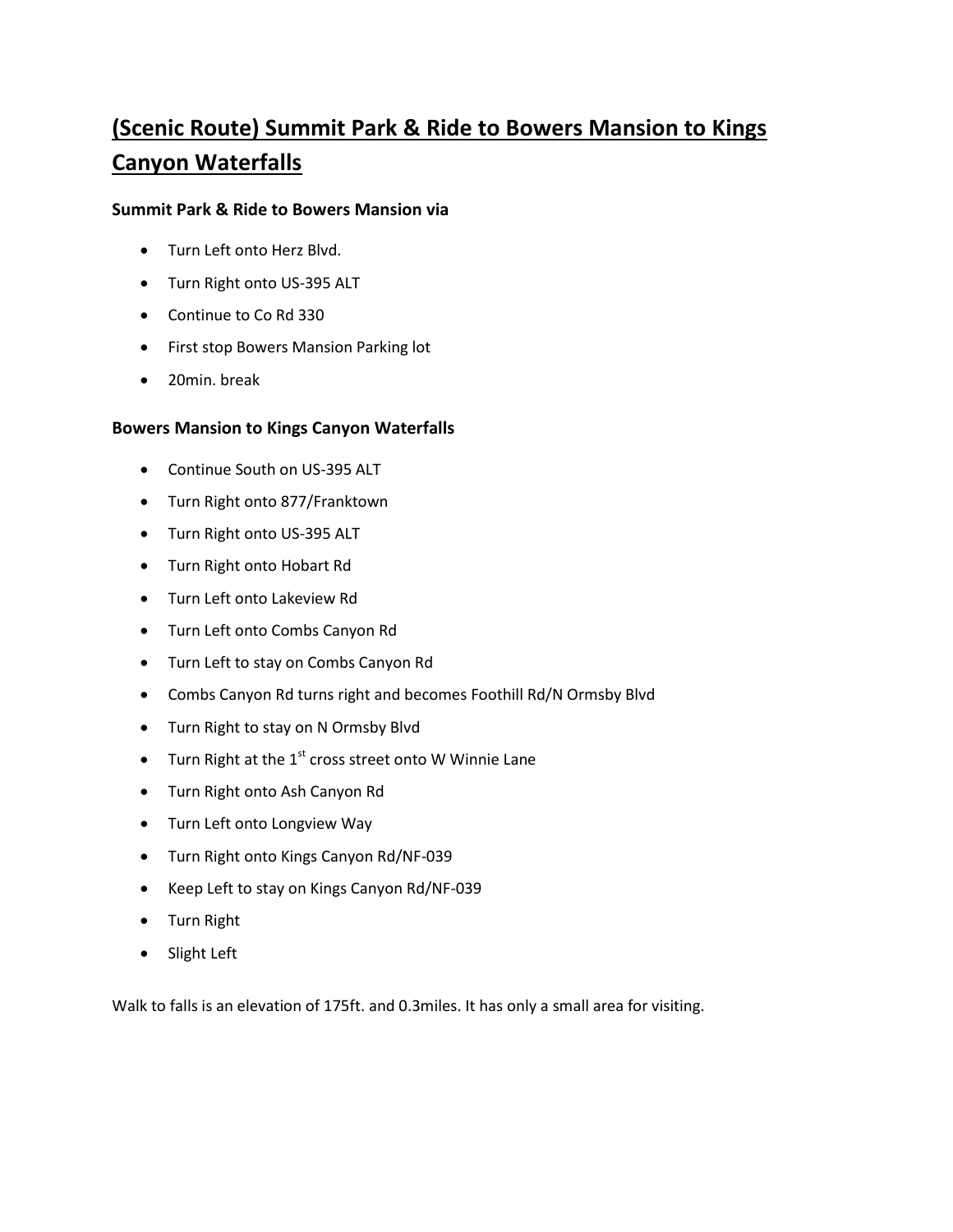# (Scenic Route) Summit Park & Ride to Bowers Mansion to Kings Canyon Waterfalls

### Summit Park & Ride to Bowers Mansion via

- Turn Left onto Herz Blvd.
- Turn Right onto US-395 ALT
- Continue to Co Rd 330
- First stop Bowers Mansion Parking lot
- 20min. break

### Bowers Mansion to Kings Canyon Waterfalls

- Continue South on US-395 ALT
- Turn Right onto 877/Franktown
- Turn Right onto US-395 ALT
- Turn Right onto Hobart Rd
- Turn Left onto Lakeview Rd
- Turn Left onto Combs Canyon Rd
- Turn Left to stay on Combs Canyon Rd
- Combs Canyon Rd turns right and becomes Foothill Rd/N Ormsby Blvd
- Turn Right to stay on N Ormsby Blvd
- Turn Right at the 1st cross street onto W Winnie Lane
- Turn Right onto Ash Canyon Rd
- Turn Left onto Longview Way
- Turn Right onto Kings Canyon Rd/NF-039
- Keep Left to stay on Kings Canyon Rd/NF-039
- Turn Right
- Slight Left

Walk to falls is an elevation of 175ft. and 0.3miles. It has only a small area for visiting.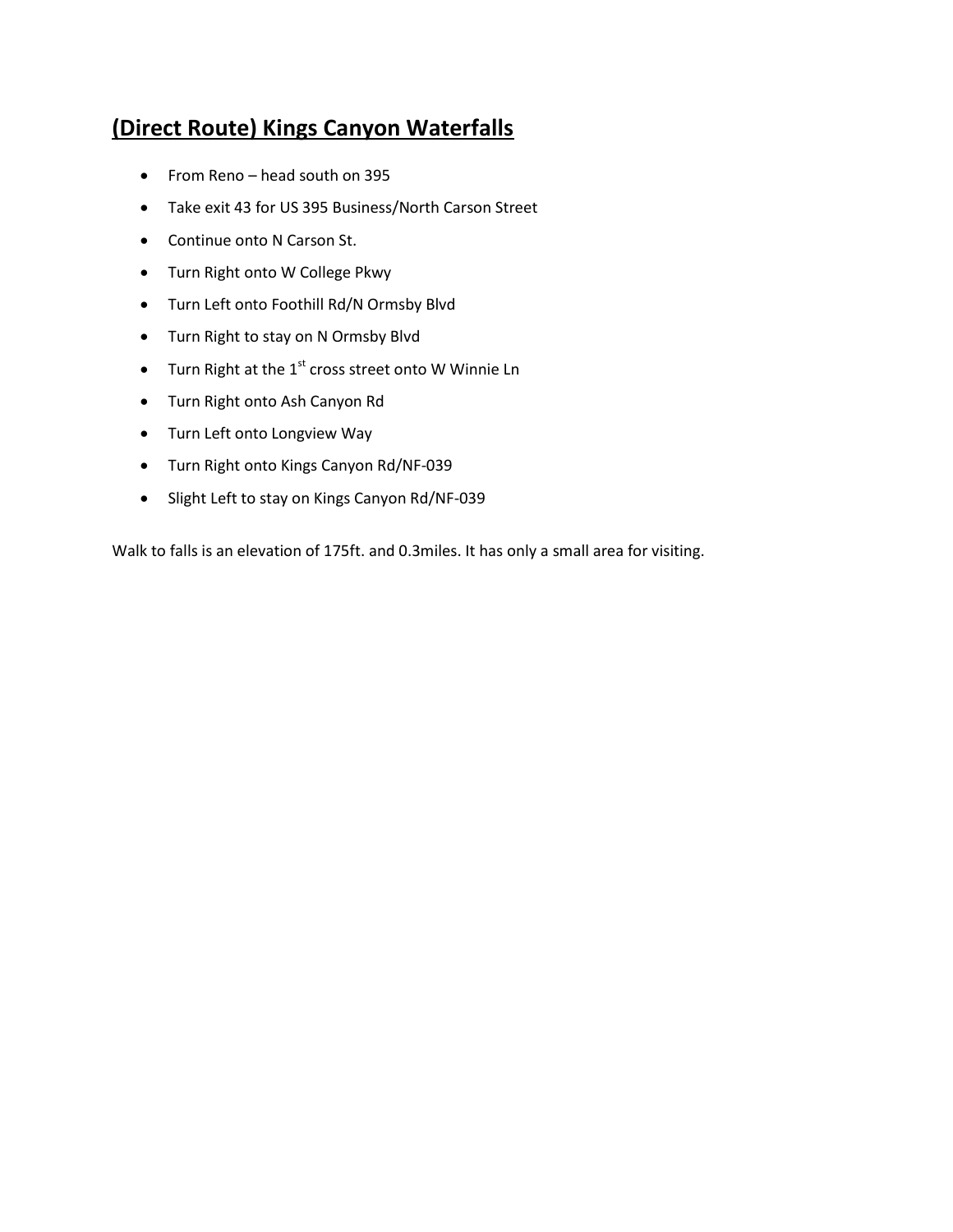## **(Direct Route) Kings Canyon Waterfalls**

- From Reno – head south on 395
- Take exit 43 for US 395 Business/North Carson Street
- Continue onto N Carson St.
- Turn Right onto W College Pkwy
- Turn Left onto Foothill Rd/N Ormsby Blvd
- Turn Right to stay on N Ormsby Blvd
- Turn Right at the 1st cross street onto W Winnie Ln
- Turn Right onto Ash Canyon Rd
- Turn Left onto Longview Way
- Turn Right onto Kings Canyon Rd/NF-039
- Slight Left to stay on Kings Canyon Rd/NF-039

Walk to falls is an elevation of 175ft. and 0.3miles. It has only a small area for visiting.